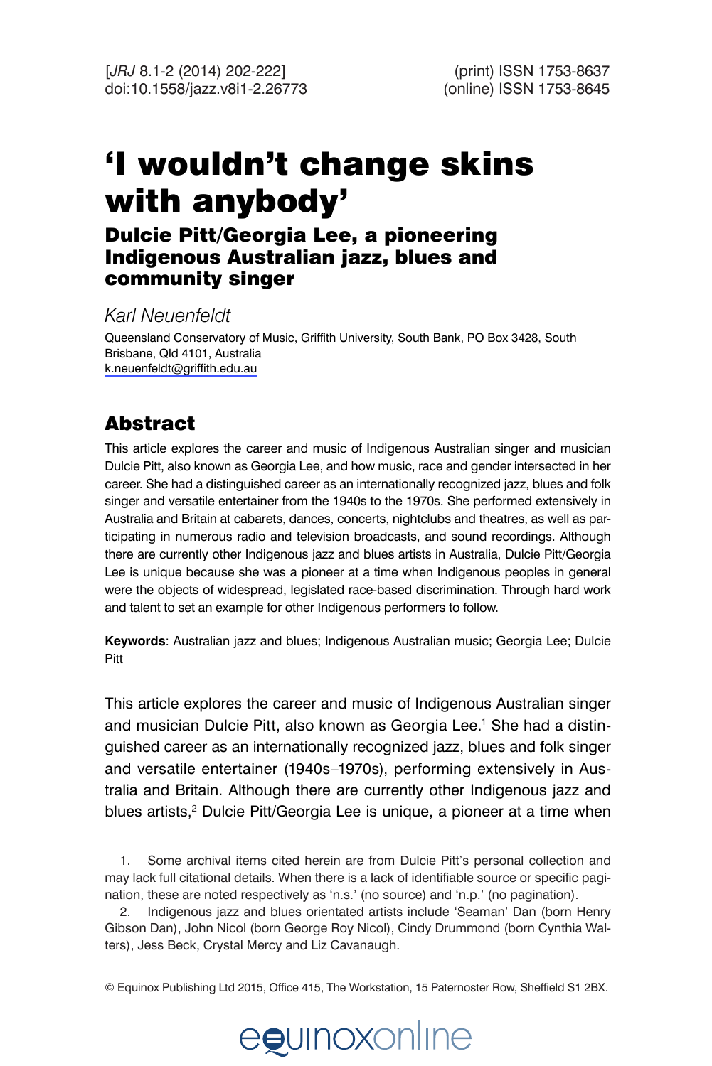# 'I wouldn't change skins with anybody'

## Dulcie Pitt/Georgia Lee, a pioneering Indigenous Australian jazz, blues and community singer

*Karl Neuenfeldt*

Queensland Conservatory of Music, Griffith University, South Bank, PO Box 3428, South Brisbane, Qld 4101, Australia
k.neuenfeldt@griffith.edu.au

## Abstract

This article explores the career and music of Indigenous Australian singer and musician Dulcie Pitt, also known as Georgia Lee, and how music, race and gender intersected in her career. She had a distinguished career as an internationally recognized jazz, blues and folk singer and versatile entertainer from the 1940s to the 1970s. She performed extensively in Australia and Britain at cabarets, dances, concerts, nightclubs and theatres, as well as participating in numerous radio and television broadcasts, and sound recordings. Although there are currently other Indigenous jazz and blues artists in Australia, Dulcie Pitt/Georgia Lee is unique because she was a pioneer at a time when Indigenous peoples in general were the objects of widespread, legislated race-based discrimination. Through hard work and talent to set an example for other Indigenous performers to follow.

**Keywords**: Australian jazz and blues; Indigenous Australian music; Georgia Lee; Dulcie Pitt

This article explores the career and music of Indigenous Australian singer and musician Dulcie Pitt, also known as Georgia Lee.[1] She had a distinguished career as an internationally recognized jazz, blues and folk singer and versatile entertainer (1940s–1970s), performing extensively in Australia and Britain. Although there are currently other Indigenous jazz and blues artists,[2] Dulcie Pitt/Georgia Lee is unique, a pioneer at a time when

1. Some archival items cited herein are from Dulcie Pitt's personal collection and may lack full citational details. When there is a lack of identifiable source or specific pagination, these are noted respectively as 'n.s.' (no source) and 'n.p.' (no pagination).

2. Indigenous jazz and blues orientated artists include 'Seaman' Dan (born Henry Gibson Dan), John Nicol (born George Roy Nicol), Cindy Drummond (born Cynthia Walters), Jess Beck, Crystal Mercy and Liz Cavanaugh.

© Equinox Publishing Ltd 2015, Office 415, The Workstation, 15 Paternoster Row, Sheffield S1 2BX.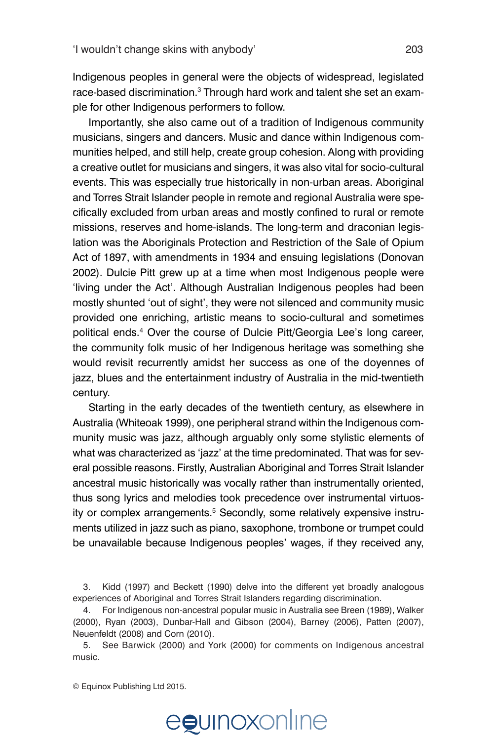Indigenous peoples in general were the objects of widespread, legislated race-based discrimination.[3] Through hard work and talent she set an example for other Indigenous performers to follow.

Importantly, she also came out of a tradition of Indigenous community musicians, singers and dancers. Music and dance within Indigenous communities helped, and still help, create group cohesion. Along with providing a creative outlet for musicians and singers, it was also vital for socio-cultural events. This was especially true historically in non-urban areas. Aboriginal and Torres Strait Islander people in remote and regional Australia were specifically excluded from urban areas and mostly confined to rural or remote missions, reserves and home-islands. The long-term and draconian legislation was the Aboriginals Protection and Restriction of the Sale of Opium Act of 1897, with amendments in 1934 and ensuing legislations (Donovan 2002). Dulcie Pitt grew up at a time when most Indigenous people were 'living under the Act'. Although Australian Indigenous peoples had been mostly shunted 'out of sight', they were not silenced and community music provided one enriching, artistic means to socio-cultural and sometimes political ends.[4] Over the course of Dulcie Pitt/Georgia Lee's long career, the community folk music of her Indigenous heritage was something she would revisit recurrently amidst her success as one of the doyennes of jazz, blues and the entertainment industry of Australia in the mid-twentieth century.

Starting in the early decades of the twentieth century, as elsewhere in Australia (Whiteoak 1999), one peripheral strand within the Indigenous community music was jazz, although arguably only some stylistic elements of what was characterized as 'jazz' at the time predominated. That was for several possible reasons. Firstly, Australian Aboriginal and Torres Strait Islander ancestral music historically was vocally rather than instrumentally oriented, thus song lyrics and melodies took precedence over instrumental virtuosity or complex arrangements.[5] Secondly, some relatively expensive instruments utilized in jazz such as piano, saxophone, trombone or trumpet could be unavailable because Indigenous peoples' wages, if they received any,

3. Kidd (1997) and Beckett (1990) delve into the different yet broadly analogous experiences of Aboriginal and Torres Strait Islanders regarding discrimination.

4. For Indigenous non-ancestral popular music in Australia see Breen (1989), Walker (2000), Ryan (2003), Dunbar-Hall and Gibson (2004), Barney (2006), Patten (2007), Neuenfeldt (2008) and Corn (2010).

5. See Barwick (2000) and York (2000) for comments on Indigenous ancestral music.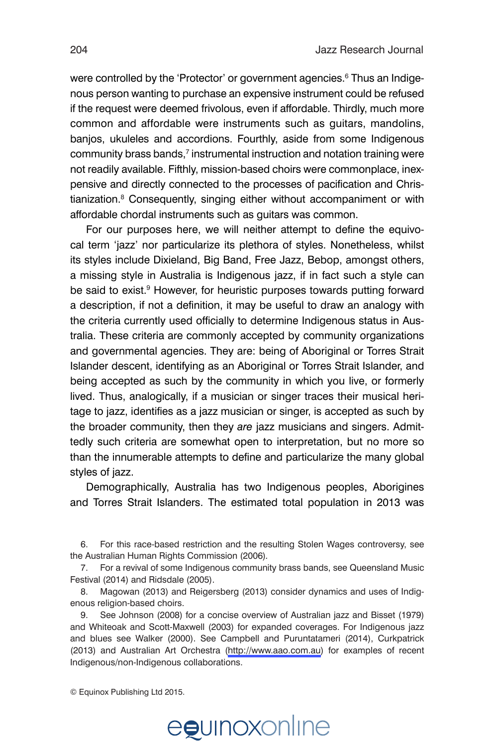were controlled by the 'Protector' or government agencies.[6] Thus an Indigenous person wanting to purchase an expensive instrument could be refused if the request were deemed frivolous, even if affordable. Thirdly, much more common and affordable were instruments such as guitars, mandolins, banjos, ukuleles and accordions. Fourthly, aside from some Indigenous community brass bands,[7] instrumental instruction and notation training were not readily available. Fifthly, mission-based choirs were commonplace, inexpensive and directly connected to the processes of pacification and Christianization.[8] Consequently, singing either without accompaniment or with affordable chordal instruments such as guitars was common.

For our purposes here, we will neither attempt to define the equivocal term 'jazz' nor particularize its plethora of styles. Nonetheless, whilst its styles include Dixieland, Big Band, Free Jazz, Bebop, amongst others, a missing style in Australia is Indigenous jazz, if in fact such a style can be said to exist.[9] However, for heuristic purposes towards putting forward a description, if not a definition, it may be useful to draw an analogy with the criteria currently used officially to determine Indigenous status in Australia. These criteria are commonly accepted by community organizations and governmental agencies. They are: being of Aboriginal or Torres Strait Islander descent, identifying as an Aboriginal or Torres Strait Islander, and being accepted as such by the community in which you live, or formerly lived. Thus, analogically, if a musician or singer traces their musical heritage to jazz, identifies as a jazz musician or singer, is accepted as such by the broader community, then they *are* jazz musicians and singers. Admittedly such criteria are somewhat open to interpretation, but no more so than the innumerable attempts to define and particularize the many global styles of jazz.

Demographically, Australia has two Indigenous peoples, Aborigines and Torres Strait Islanders. The estimated total population in 2013 was

6. For this race-based restriction and the resulting Stolen Wages controversy, see the Australian Human Rights Commission (2006).

7. For a revival of some Indigenous community brass bands, see Queensland Music Festival (2014) and Ridsdale (2005).

8. Magowan (2013) and Reigersberg (2013) consider dynamics and uses of Indigenous religion-based choirs.

9. See Johnson (2008) for a concise overview of Australian jazz and Bisset (1979) and Whiteoak and Scott-Maxwell (2003) for expanded coverages. For Indigenous jazz and blues see Walker (2000). See Campbell and Puruntatameri (2014), Curkpatrick (2013) and Australian Art Orchestra (http://www.aao.com.au) for examples of recent Indigenous/non-Indigenous collaborations.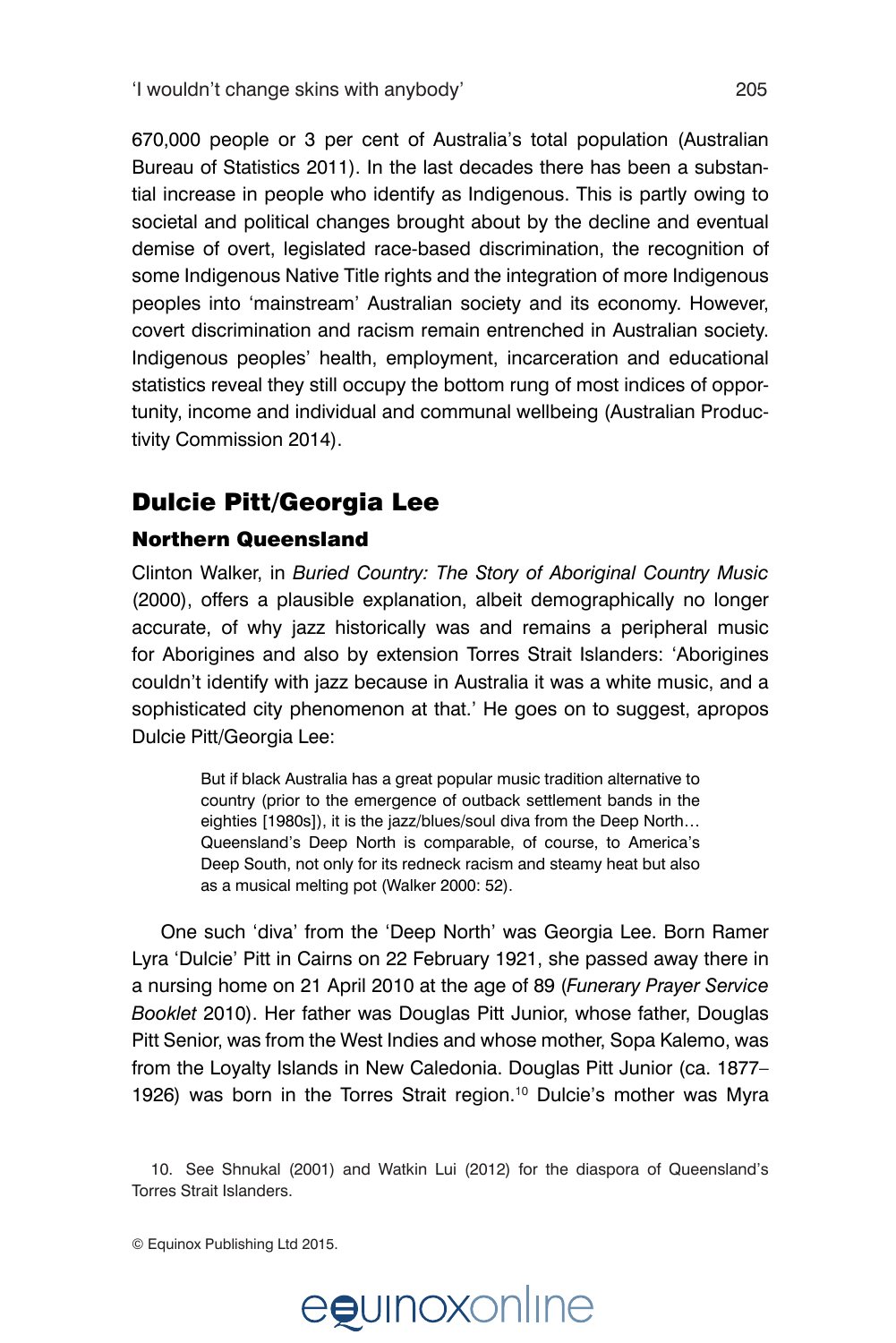670,000 people or 3 per cent of Australia's total population (Australian Bureau of Statistics 2011). In the last decades there has been a substantial increase in people who identify as Indigenous. This is partly owing to societal and political changes brought about by the decline and eventual demise of overt, legislated race-based discrimination, the recognition of some Indigenous Native Title rights and the integration of more Indigenous peoples into 'mainstream' Australian society and its economy. However, covert discrimination and racism remain entrenched in Australian society. Indigenous peoples' health, employment, incarceration and educational statistics reveal they still occupy the bottom rung of most indices of opportunity, income and individual and communal wellbeing (Australian Productivity Commission 2014).

## Dulcie Pitt/Georgia Lee

### Northern Queensland

Clinton Walker, in *Buried Country: The Story of Aboriginal Country Music* (2000), offers a plausible explanation, albeit demographically no longer accurate, of why jazz historically was and remains a peripheral music for Aborigines and also by extension Torres Strait Islanders: 'Aborigines couldn't identify with jazz because in Australia it was a white music, and a sophisticated city phenomenon at that.' He goes on to suggest, apropos Dulcie Pitt/Georgia Lee:

> But if black Australia has a great popular music tradition alternative to country (prior to the emergence of outback settlement bands in the eighties [1980s]), it is the jazz/blues/soul diva from the Deep North… Queensland's Deep North is comparable, of course, to America's Deep South, not only for its redneck racism and steamy heat but also as a musical melting pot (Walker 2000: 52).

One such 'diva' from the 'Deep North' was Georgia Lee. Born Ramer Lyra 'Dulcie' Pitt in Cairns on 22 February 1921, she passed away there in a nursing home on 21 April 2010 at the age of 89 (*Funerary Prayer Service Booklet* 2010). Her father was Douglas Pitt Junior, whose father, Douglas Pitt Senior, was from the West Indies and whose mother, Sopa Kalemo, was from the Loyalty Islands in New Caledonia. Douglas Pitt Junior (ca. 1877–1926) was born in the Torres Strait region.[10] Dulcie's mother was Myra

10. See Shnukal (2001) and Watkin Lui (2012) for the diaspora of Queensland's Torres Strait Islanders.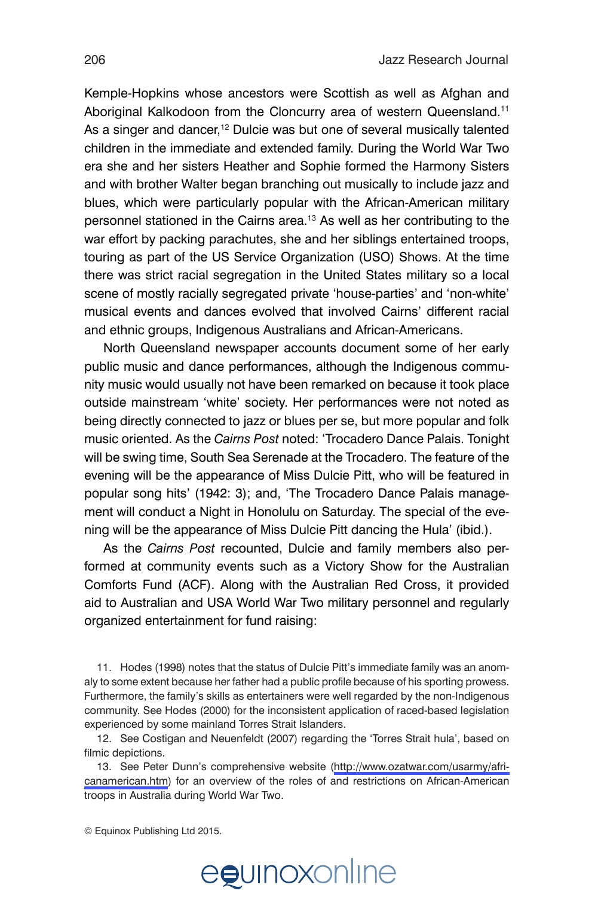Kemple-Hopkins whose ancestors were Scottish as well as Afghan and Aboriginal Kalkodoon from the Cloncurry area of western Queensland.[11] As a singer and dancer,[12] Dulcie was but one of several musically talented children in the immediate and extended family. During the World War Two era she and her sisters Heather and Sophie formed the Harmony Sisters and with brother Walter began branching out musically to include jazz and blues, which were particularly popular with the African-American military personnel stationed in the Cairns area.[13] As well as her contributing to the war effort by packing parachutes, she and her siblings entertained troops, touring as part of the US Service Organization (USO) Shows. At the time there was strict racial segregation in the United States military so a local scene of mostly racially segregated private 'house-parties' and 'non-white' musical events and dances evolved that involved Cairns' different racial and ethnic groups, Indigenous Australians and African-Americans.

North Queensland newspaper accounts document some of her early public music and dance performances, although the Indigenous community music would usually not have been remarked on because it took place outside mainstream 'white' society. Her performances were not noted as being directly connected to jazz or blues per se, but more popular and folk music oriented. As the *Cairns Post* noted: 'Trocadero Dance Palais. Tonight will be swing time, South Sea Serenade at the Trocadero. The feature of the evening will be the appearance of Miss Dulcie Pitt, who will be featured in popular song hits' (1942: 3); and, 'The Trocadero Dance Palais management will conduct a Night in Honolulu on Saturday. The special of the evening will be the appearance of Miss Dulcie Pitt dancing the Hula' (ibid.).

As the *Cairns Post* recounted, Dulcie and family members also performed at community events such as a Victory Show for the Australian Comforts Fund (ACF). Along with the Australian Red Cross, it provided aid to Australian and USA World War Two military personnel and regularly organized entertainment for fund raising:

11. Hodes (1998) notes that the status of Dulcie Pitt's immediate family was an anomaly to some extent because her father had a public profile because of his sporting prowess. Furthermore, the family's skills as entertainers were well regarded by the non-Indigenous community. See Hodes (2000) for the inconsistent application of raced-based legislation experienced by some mainland Torres Strait Islanders.

12. See Costigan and Neuenfeldt (2007) regarding the 'Torres Strait hula', based on filmic depictions.

13. See Peter Dunn's comprehensive website (http://www.ozatwar.com/usarmy/africanamerican.htm) for an overview of the roles of and restrictions on African-American troops in Australia during World War Two.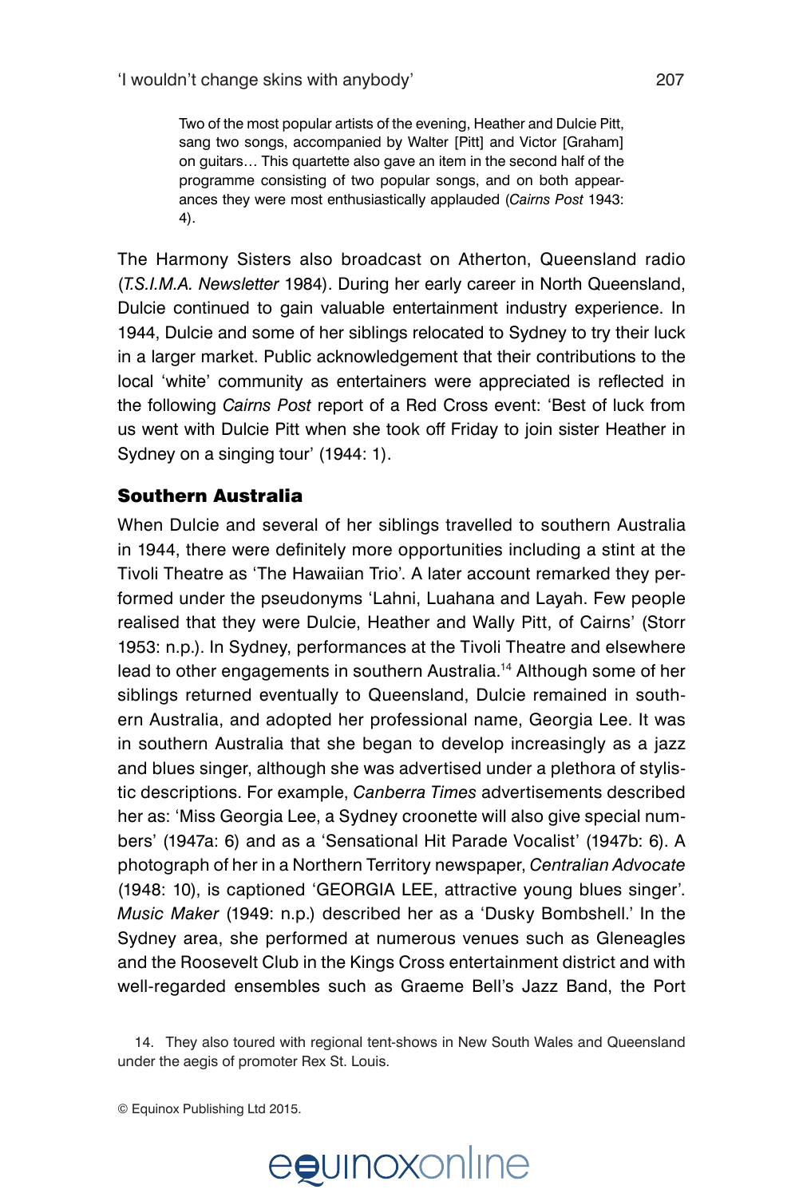> Two of the most popular artists of the evening, Heather and Dulcie Pitt, sang two songs, accompanied by Walter [Pitt] and Victor [Graham] on guitars… This quartette also gave an item in the second half of the programme consisting of two popular songs, and on both appearances they were most enthusiastically applauded (*Cairns Post* 1943: 4).

The Harmony Sisters also broadcast on Atherton, Queensland radio (*T.S.I.M.A. Newsletter* 1984). During her early career in North Queensland, Dulcie continued to gain valuable entertainment industry experience. In 1944, Dulcie and some of her siblings relocated to Sydney to try their luck in a larger market. Public acknowledgement that their contributions to the local 'white' community as entertainers were appreciated is reflected in the following *Cairns Post* report of a Red Cross event: 'Best of luck from us went with Dulcie Pitt when she took off Friday to join sister Heather in Sydney on a singing tour' (1944: 1).

## Southern Australia

When Dulcie and several of her siblings travelled to southern Australia in 1944, there were definitely more opportunities including a stint at the Tivoli Theatre as 'The Hawaiian Trio'. A later account remarked they performed under the pseudonyms 'Lahni, Luahana and Layah. Few people realised that they were Dulcie, Heather and Wally Pitt, of Cairns' (Storr 1953: n.p.). In Sydney, performances at the Tivoli Theatre and elsewhere lead to other engagements in southern Australia.[14] Although some of her siblings returned eventually to Queensland, Dulcie remained in southern Australia, and adopted her professional name, Georgia Lee. It was in southern Australia that she began to develop increasingly as a jazz and blues singer, although she was advertised under a plethora of stylistic descriptions. For example, *Canberra Times* advertisements described her as: 'Miss Georgia Lee, a Sydney croonette will also give special numbers' (1947a: 6) and as a 'Sensational Hit Parade Vocalist' (1947b: 6). A photograph of her in a Northern Territory newspaper, *Centralian Advocate* (1948: 10), is captioned 'GEORGIA LEE, attractive young blues singer'. *Music Maker* (1949: n.p.) described her as a 'Dusky Bombshell.' In the Sydney area, she performed at numerous venues such as Gleneagles and the Roosevelt Club in the Kings Cross entertainment district and with well-regarded ensembles such as Graeme Bell's Jazz Band, the Port

14. They also toured with regional tent-shows in New South Wales and Queensland under the aegis of promoter Rex St. Louis.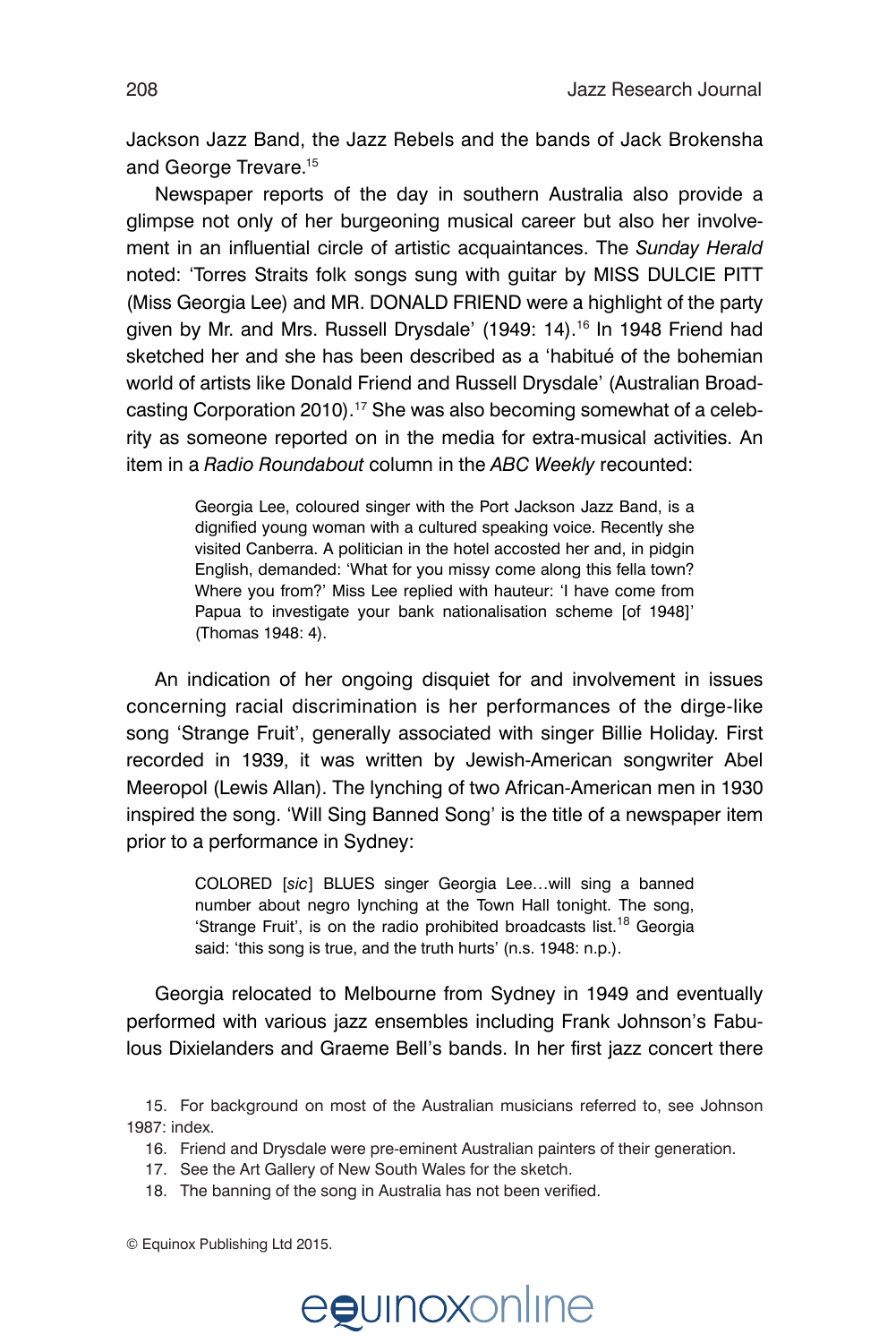Jackson Jazz Band, the Jazz Rebels and the bands of Jack Brokensha and George Trevare.[15]

Newspaper reports of the day in southern Australia also provide a glimpse not only of her burgeoning musical career but also her involvement in an influential circle of artistic acquaintances. The *Sunday Herald* noted: 'Torres Straits folk songs sung with guitar by MISS DULCIE PITT (Miss Georgia Lee) and MR. DONALD FRIEND were a highlight of the party given by Mr. and Mrs. Russell Drysdale' (1949: 14).[16] In 1948 Friend had sketched her and she has been described as a 'habitué of the bohemian world of artists like Donald Friend and Russell Drysdale' (Australian Broadcasting Corporation 2010).[17] She was also becoming somewhat of a celebrity as someone reported on in the media for extra-musical activities. An item in a *Radio Roundabout* column in the *ABC Weekly* recounted:

> Georgia Lee, coloured singer with the Port Jackson Jazz Band, is a dignified young woman with a cultured speaking voice. Recently she visited Canberra. A politician in the hotel accosted her and, in pidgin English, demanded: 'What for you missy come along this fella town? Where you from?' Miss Lee replied with hauteur: 'I have come from Papua to investigate your bank nationalisation scheme [of 1948]' (Thomas 1948: 4).

An indication of her ongoing disquiet for and involvement in issues concerning racial discrimination is her performances of the dirge-like song 'Strange Fruit', generally associated with singer Billie Holiday. First recorded in 1939, it was written by Jewish-American songwriter Abel Meeropol (Lewis Allan). The lynching of two African-American men in 1930 inspired the song. 'Will Sing Banned Song' is the title of a newspaper item prior to a performance in Sydney:

> COLORED [*sic*] BLUES singer Georgia Lee…will sing a banned number about negro lynching at the Town Hall tonight. The song, 'Strange Fruit', is on the radio prohibited broadcasts list.[18] Georgia said: 'this song is true, and the truth hurts' (n.s. 1948: n.p.).

Georgia relocated to Melbourne from Sydney in 1949 and eventually performed with various jazz ensembles including Frank Johnson's Fabulous Dixielanders and Graeme Bell's bands. In her first jazz concert there

15. For background on most of the Australian musicians referred to, see Johnson 1987: index.

16. Friend and Drysdale were pre-eminent Australian painters of their generation.

17. See the Art Gallery of New South Wales for the sketch.

18. The banning of the song in Australia has not been verified.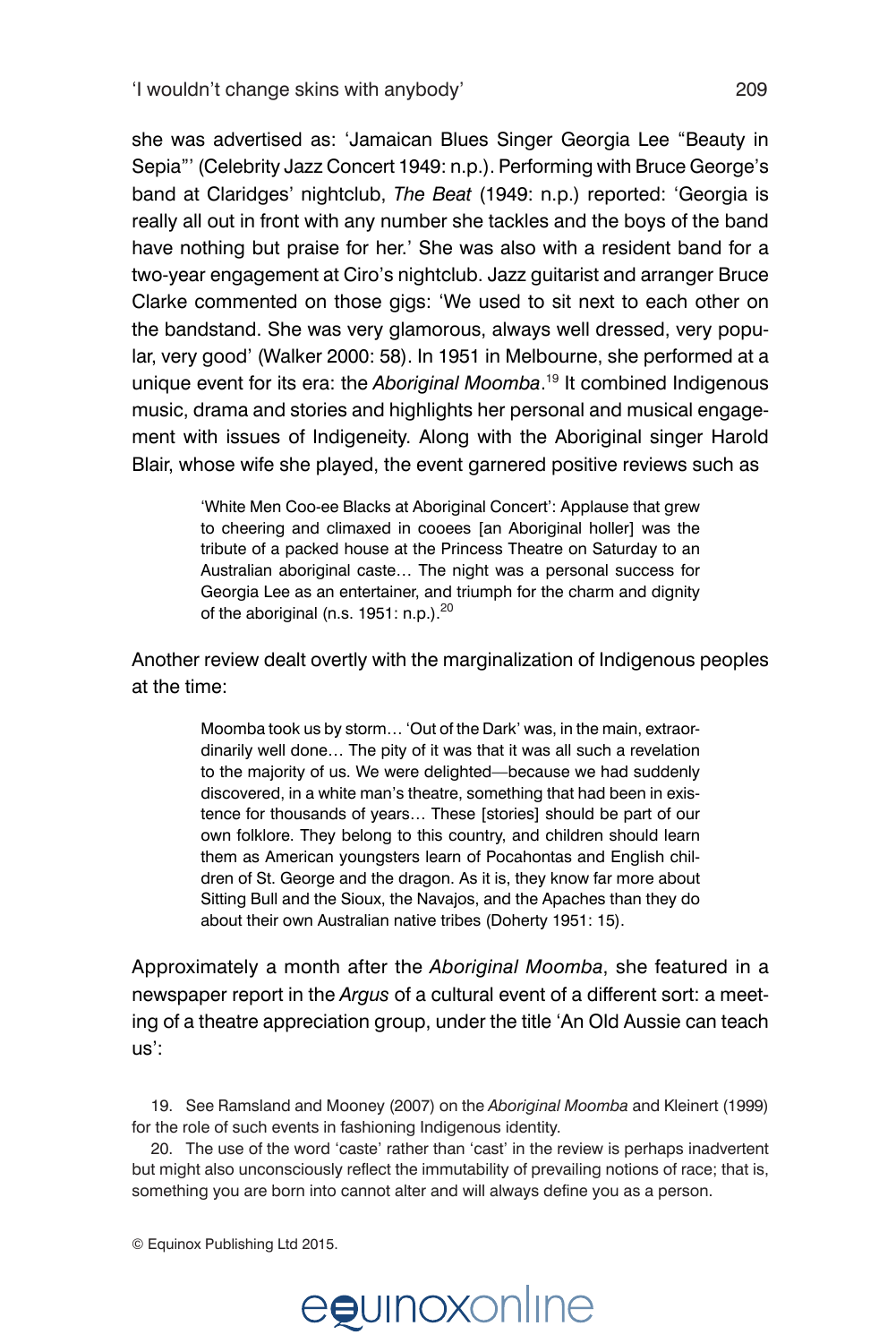she was advertised as: 'Jamaican Blues Singer Georgia Lee "Beauty in Sepia"' (Celebrity Jazz Concert 1949: n.p.). Performing with Bruce George's band at Claridges' nightclub, *The Beat* (1949: n.p.) reported: 'Georgia is really all out in front with any number she tackles and the boys of the band have nothing but praise for her.' She was also with a resident band for a two-year engagement at Ciro's nightclub. Jazz guitarist and arranger Bruce Clarke commented on those gigs: 'We used to sit next to each other on the bandstand. She was very glamorous, always well dressed, very popular, very good' (Walker 2000: 58). In 1951 in Melbourne, she performed at a unique event for its era: the *Aboriginal Moomba*.[19] It combined Indigenous music, drama and stories and highlights her personal and musical engagement with issues of Indigeneity. Along with the Aboriginal singer Harold Blair, whose wife she played, the event garnered positive reviews such as

> 'White Men Coo-ee Blacks at Aboriginal Concert': Applause that grew to cheering and climaxed in cooees [an Aboriginal holler] was the tribute of a packed house at the Princess Theatre on Saturday to an Australian aboriginal caste… The night was a personal success for Georgia Lee as an entertainer, and triumph for the charm and dignity of the aboriginal (n.s. 1951: n.p.).[20]

Another review dealt overtly with the marginalization of Indigenous peoples at the time:

> Moomba took us by storm… 'Out of the Dark' was, in the main, extraordinarily well done… The pity of it was that it was all such a revelation to the majority of us. We were delighted—because we had suddenly discovered, in a white man's theatre, something that had been in existence for thousands of years… These [stories] should be part of our own folklore. They belong to this country, and children should learn them as American youngsters learn of Pocahontas and English children of St. George and the dragon. As it is, they know far more about Sitting Bull and the Sioux, the Navajos, and the Apaches than they do about their own Australian native tribes (Doherty 1951: 15).

Approximately a month after the *Aboriginal Moomba*, she featured in a newspaper report in the *Argus* of a cultural event of a different sort: a meeting of a theatre appreciation group, under the title 'An Old Aussie can teach us':

19. See Ramsland and Mooney (2007) on the *Aboriginal Moomba* and Kleinert (1999) for the role of such events in fashioning Indigenous identity.

20. The use of the word 'caste' rather than 'cast' in the review is perhaps inadvertent but might also unconsciously reflect the immutability of prevailing notions of race; that is, something you are born into cannot alter and will always define you as a person.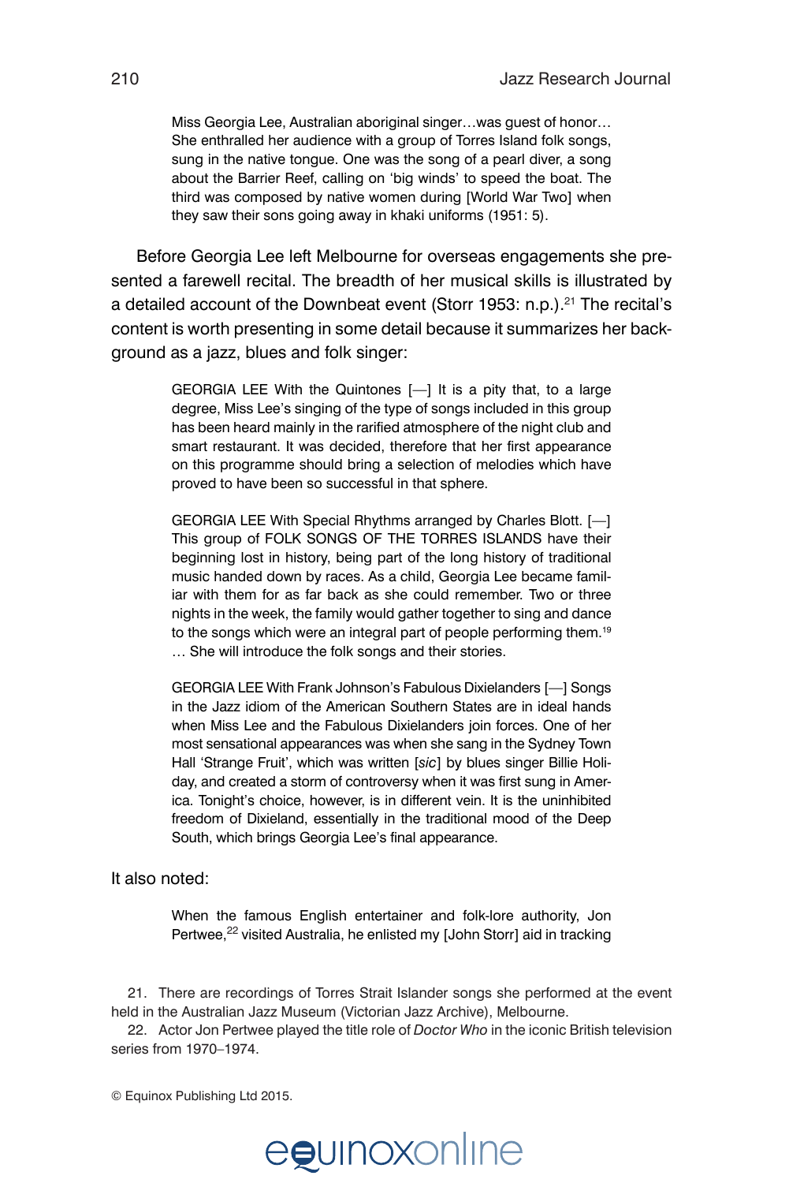> Miss Georgia Lee, Australian aboriginal singer…was guest of honor… She enthralled her audience with a group of Torres Island folk songs, sung in the native tongue. One was the song of a pearl diver, a song about the Barrier Reef, calling on 'big winds' to speed the boat. The third was composed by native women during [World War Two] when they saw their sons going away in khaki uniforms (1951: 5).

Before Georgia Lee left Melbourne for overseas engagements she presented a farewell recital. The breadth of her musical skills is illustrated by a detailed account of the Downbeat event (Storr 1953: n.p.).[21] The recital's content is worth presenting in some detail because it summarizes her background as a jazz, blues and folk singer:

> GEORGIA LEE With the Quintones [—] It is a pity that, to a large degree, Miss Lee's singing of the type of songs included in this group has been heard mainly in the rarified atmosphere of the night club and smart restaurant. It was decided, therefore that her first appearance on this programme should bring a selection of melodies which have proved to have been so successful in that sphere.
>
> GEORGIA LEE With Special Rhythms arranged by Charles Blott. [—] This group of FOLK SONGS OF THE TORRES ISLANDS have their beginning lost in history, being part of the long history of traditional music handed down by races. As a child, Georgia Lee became familiar with them for as far back as she could remember. Two or three nights in the week, the family would gather together to sing and dance to the songs which were an integral part of people performing them.[19] … She will introduce the folk songs and their stories.
>
> GEORGIA LEE With Frank Johnson's Fabulous Dixielanders [—] Songs in the Jazz idiom of the American Southern States are in ideal hands when Miss Lee and the Fabulous Dixielanders join forces. One of her most sensational appearances was when she sang in the Sydney Town Hall 'Strange Fruit', which was written [*sic*] by blues singer Billie Holiday, and created a storm of controversy when it was first sung in America. Tonight's choice, however, is in different vein. It is the uninhibited freedom of Dixieland, essentially in the traditional mood of the Deep South, which brings Georgia Lee's final appearance.

It also noted:

> When the famous English entertainer and folk-lore authority, Jon Pertwee,[22] visited Australia, he enlisted my [John Storr] aid in tracking

21. There are recordings of Torres Strait Islander songs she performed at the event held in the Australian Jazz Museum (Victorian Jazz Archive), Melbourne.

22. Actor Jon Pertwee played the title role of *Doctor Who* in the iconic British television series from 1970–1974.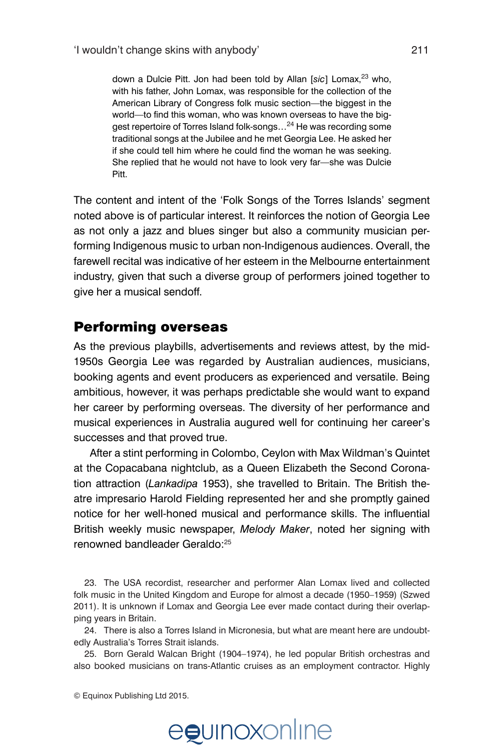> down a Dulcie Pitt. Jon had been told by Allan [*sic*] Lomax,[23] who, with his father, John Lomax, was responsible for the collection of the American Library of Congress folk music section—the biggest in the world—to find this woman, who was known overseas to have the biggest repertoire of Torres Island folk-songs…[24] He was recording some traditional songs at the Jubilee and he met Georgia Lee. He asked her if she could tell him where he could find the woman he was seeking. She replied that he would not have to look very far—she was Dulcie Pitt.

The content and intent of the 'Folk Songs of the Torres Islands' segment noted above is of particular interest. It reinforces the notion of Georgia Lee as not only a jazz and blues singer but also a community musician performing Indigenous music to urban non-Indigenous audiences. Overall, the farewell recital was indicative of her esteem in the Melbourne entertainment industry, given that such a diverse group of performers joined together to give her a musical sendoff.

## Performing overseas

As the previous playbills, advertisements and reviews attest, by the mid-1950s Georgia Lee was regarded by Australian audiences, musicians, booking agents and event producers as experienced and versatile. Being ambitious, however, it was perhaps predictable she would want to expand her career by performing overseas. The diversity of her performance and musical experiences in Australia augured well for continuing her career's successes and that proved true.

After a stint performing in Colombo, Ceylon with Max Wildman's Quintet at the Copacabana nightclub, as a Queen Elizabeth the Second Coronation attraction (*Lankadipa* 1953), she travelled to Britain. The British theatre impresario Harold Fielding represented her and she promptly gained notice for her well-honed musical and performance skills. The influential British weekly music newspaper, *Melody Maker*, noted her signing with renowned bandleader Geraldo:[25]

23. The USA recordist, researcher and performer Alan Lomax lived and collected folk music in the United Kingdom and Europe for almost a decade (1950–1959) (Szwed 2011). It is unknown if Lomax and Georgia Lee ever made contact during their overlapping years in Britain.

24. There is also a Torres Island in Micronesia, but what are meant here are undoubtedly Australia's Torres Strait islands.

25. Born Gerald Walcan Bright (1904–1974), he led popular British orchestras and also booked musicians on trans-Atlantic cruises as an employment contractor. Highly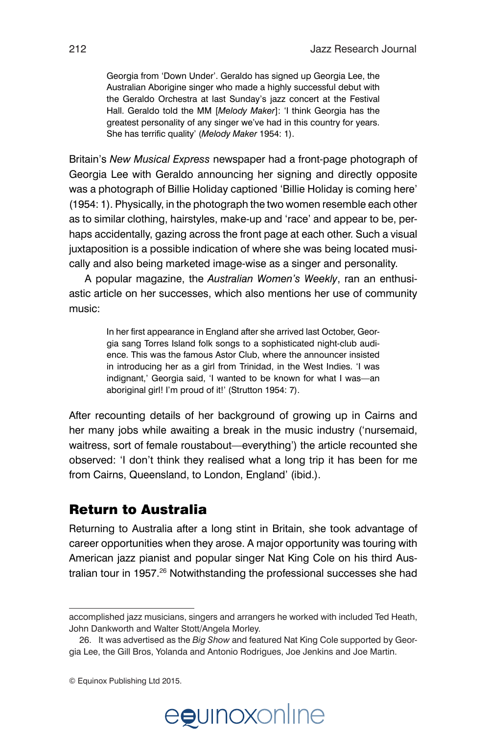> Georgia from 'Down Under'. Geraldo has signed up Georgia Lee, the Australian Aborigine singer who made a highly successful debut with the Geraldo Orchestra at last Sunday's jazz concert at the Festival Hall. Geraldo told the MM [*Melody Maker*]: 'I think Georgia has the greatest personality of any singer we've had in this country for years. She has terrific quality' (*Melody Maker* 1954: 1).

Britain's *New Musical Express* newspaper had a front-page photograph of Georgia Lee with Geraldo announcing her signing and directly opposite was a photograph of Billie Holiday captioned 'Billie Holiday is coming here' (1954: 1). Physically, in the photograph the two women resemble each other as to similar clothing, hairstyles, make-up and 'race' and appear to be, perhaps accidentally, gazing across the front page at each other. Such a visual juxtaposition is a possible indication of where she was being located musically and also being marketed image-wise as a singer and personality.

A popular magazine, the *Australian Women's Weekly*, ran an enthusiastic article on her successes, which also mentions her use of community music:

> In her first appearance in England after she arrived last October, Georgia sang Torres Island folk songs to a sophisticated night-club audience. This was the famous Astor Club, where the announcer insisted in introducing her as a girl from Trinidad, in the West Indies. 'I was indignant,' Georgia said, 'I wanted to be known for what I was—an aboriginal girl! I'm proud of it!' (Strutton 1954: 7).

After recounting details of her background of growing up in Cairns and her many jobs while awaiting a break in the music industry ('nursemaid, waitress, sort of female roustabout—everything') the article recounted she observed: 'I don't think they realised what a long trip it has been for me from Cairns, Queensland, to London, England' (ibid.).

## Return to Australia

Returning to Australia after a long stint in Britain, she took advantage of career opportunities when they arose. A major opportunity was touring with American jazz pianist and popular singer Nat King Cole on his third Australian tour in 1957.[26] Notwithstanding the professional successes she had

---

accomplished jazz musicians, singers and arrangers he worked with included Ted Heath, John Dankworth and Walter Stott/Angela Morley.

26. It was advertised as the *Big Show* and featured Nat King Cole supported by Georgia Lee, the Gill Bros, Yolanda and Antonio Rodrigues, Joe Jenkins and Joe Martin.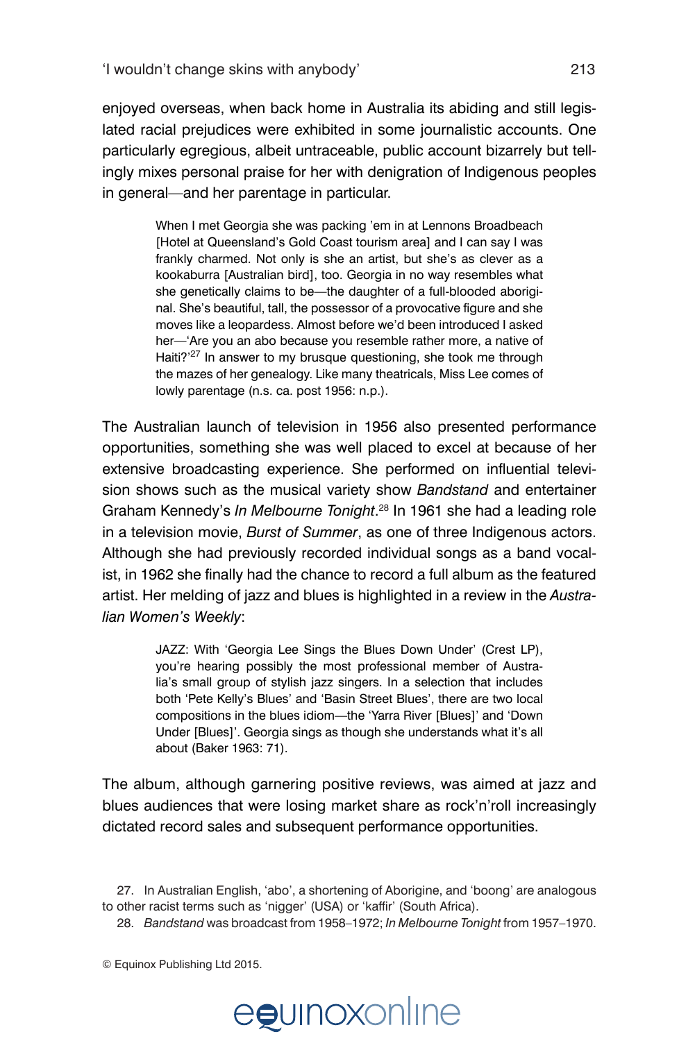enjoyed overseas, when back home in Australia its abiding and still legislated racial prejudices were exhibited in some journalistic accounts. One particularly egregious, albeit untraceable, public account bizarrely but tellingly mixes personal praise for her with denigration of Indigenous peoples in general—and her parentage in particular.

> When I met Georgia she was packing 'em in at Lennons Broadbeach [Hotel at Queensland's Gold Coast tourism area] and I can say I was frankly charmed. Not only is she an artist, but she's as clever as a kookaburra [Australian bird], too. Georgia in no way resembles what she genetically claims to be—the daughter of a full-blooded aboriginal. She's beautiful, tall, the possessor of a provocative figure and she moves like a leopardess. Almost before we'd been introduced I asked her—'Are you an abo because you resemble rather more, a native of Haiti?'[27] In answer to my brusque questioning, she took me through the mazes of her genealogy. Like many theatricals, Miss Lee comes of lowly parentage (n.s. ca. post 1956: n.p.).

The Australian launch of television in 1956 also presented performance opportunities, something she was well placed to excel at because of her extensive broadcasting experience. She performed on influential television shows such as the musical variety show *Bandstand* and entertainer Graham Kennedy's *In Melbourne Tonight*.[28] In 1961 she had a leading role in a television movie, *Burst of Summer*, as one of three Indigenous actors. Although she had previously recorded individual songs as a band vocalist, in 1962 she finally had the chance to record a full album as the featured artist. Her melding of jazz and blues is highlighted in a review in the *Australian Women's Weekly*:

> JAZZ: With 'Georgia Lee Sings the Blues Down Under' (Crest LP), you're hearing possibly the most professional member of Australia's small group of stylish jazz singers. In a selection that includes both 'Pete Kelly's Blues' and 'Basin Street Blues', there are two local compositions in the blues idiom—the 'Yarra River [Blues]' and 'Down Under [Blues]'. Georgia sings as though she understands what it's all about (Baker 1963: 71).

The album, although garnering positive reviews, was aimed at jazz and blues audiences that were losing market share as rock'n'roll increasingly dictated record sales and subsequent performance opportunities.

27. In Australian English, 'abo', a shortening of Aborigine, and 'boong' are analogous to other racist terms such as 'nigger' (USA) or 'kaffir' (South Africa).

28. *Bandstand* was broadcast from 1958–1972; *In Melbourne Tonight* from 1957–1970.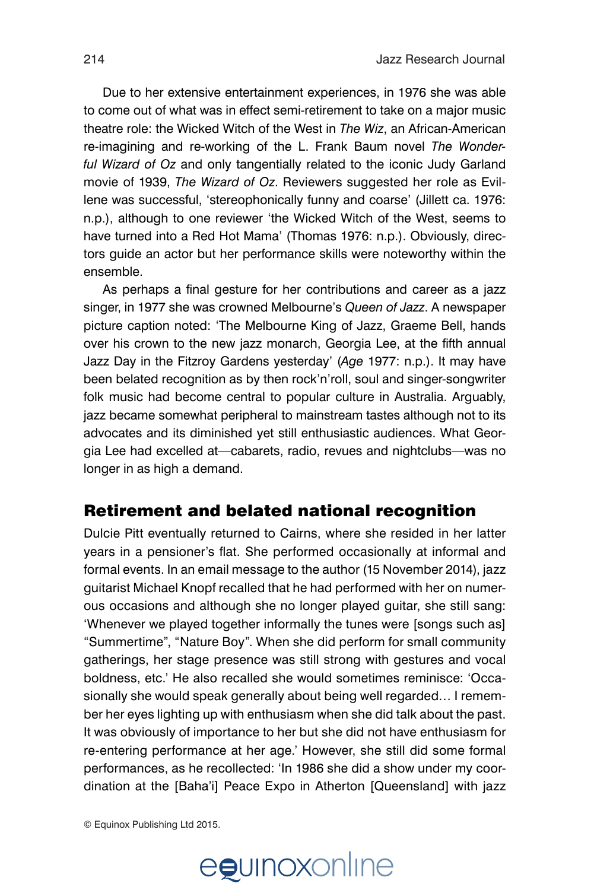Due to her extensive entertainment experiences, in 1976 she was able to come out of what was in effect semi-retirement to take on a major music theatre role: the Wicked Witch of the West in *The Wiz*, an African-American re-imagining and re-working of the L. Frank Baum novel *The Wonderful Wizard of Oz* and only tangentially related to the iconic Judy Garland movie of 1939, *The Wizard of Oz*. Reviewers suggested her role as Evillene was successful, 'stereophonically funny and coarse' (Jillett ca. 1976: n.p.), although to one reviewer 'the Wicked Witch of the West, seems to have turned into a Red Hot Mama' (Thomas 1976: n.p.). Obviously, directors guide an actor but her performance skills were noteworthy within the ensemble.

As perhaps a final gesture for her contributions and career as a jazz singer, in 1977 she was crowned Melbourne's *Queen of Jazz*. A newspaper picture caption noted: 'The Melbourne King of Jazz, Graeme Bell, hands over his crown to the new jazz monarch, Georgia Lee, at the fifth annual Jazz Day in the Fitzroy Gardens yesterday' (*Age* 1977: n.p.). It may have been belated recognition as by then rock'n'roll, soul and singer-songwriter folk music had become central to popular culture in Australia. Arguably, jazz became somewhat peripheral to mainstream tastes although not to its advocates and its diminished yet still enthusiastic audiences. What Georgia Lee had excelled at—cabarets, radio, revues and nightclubs—was no longer in as high a demand.

## Retirement and belated national recognition

Dulcie Pitt eventually returned to Cairns, where she resided in her latter years in a pensioner's flat. She performed occasionally at informal and formal events. In an email message to the author (15 November 2014), jazz guitarist Michael Knopf recalled that he had performed with her on numerous occasions and although she no longer played guitar, she still sang: 'Whenever we played together informally the tunes were [songs such as] "Summertime", "Nature Boy". When she did perform for small community gatherings, her stage presence was still strong with gestures and vocal boldness, etc.' He also recalled she would sometimes reminisce: 'Occasionally she would speak generally about being well regarded… I remember her eyes lighting up with enthusiasm when she did talk about the past. It was obviously of importance to her but she did not have enthusiasm for re-entering performance at her age.' However, she still did some formal performances, as he recollected: 'In 1986 she did a show under my coordination at the [Baha'i] Peace Expo in Atherton [Queensland] with jazz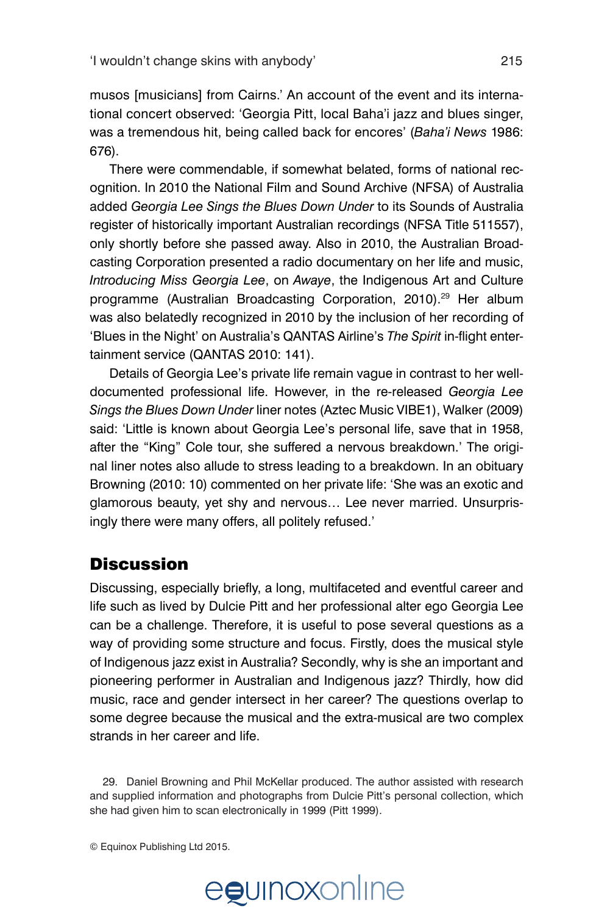musos [musicians] from Cairns.' An account of the event and its international concert observed: 'Georgia Pitt, local Baha'i jazz and blues singer, was a tremendous hit, being called back for encores' (*Baha'i News* 1986: 676).

There were commendable, if somewhat belated, forms of national recognition. In 2010 the National Film and Sound Archive (NFSA) of Australia added *Georgia Lee Sings the Blues Down Under* to its Sounds of Australia register of historically important Australian recordings (NFSA Title 511557), only shortly before she passed away. Also in 2010, the Australian Broadcasting Corporation presented a radio documentary on her life and music, *Introducing Miss Georgia Lee*, on *Awaye*, the Indigenous Art and Culture programme (Australian Broadcasting Corporation, 2010).[29] Her album was also belatedly recognized in 2010 by the inclusion of her recording of 'Blues in the Night' on Australia's QANTAS Airline's *The Spirit* in-flight entertainment service (QANTAS 2010: 141).

Details of Georgia Lee's private life remain vague in contrast to her well-documented professional life. However, in the re-released *Georgia Lee Sings the Blues Down Under* liner notes (Aztec Music VIBE1), Walker (2009) said: 'Little is known about Georgia Lee's personal life, save that in 1958, after the "King" Cole tour, she suffered a nervous breakdown.' The original liner notes also allude to stress leading to a breakdown. In an obituary Browning (2010: 10) commented on her private life: 'She was an exotic and glamorous beauty, yet shy and nervous… Lee never married. Unsurprisingly there were many offers, all politely refused.'

## Discussion

Discussing, especially briefly, a long, multifaceted and eventful career and life such as lived by Dulcie Pitt and her professional alter ego Georgia Lee can be a challenge. Therefore, it is useful to pose several questions as a way of providing some structure and focus. Firstly, does the musical style of Indigenous jazz exist in Australia? Secondly, why is she an important and pioneering performer in Australian and Indigenous jazz? Thirdly, how did music, race and gender intersect in her career? The questions overlap to some degree because the musical and the extra-musical are two complex strands in her career and life.

29. Daniel Browning and Phil McKellar produced. The author assisted with research and supplied information and photographs from Dulcie Pitt's personal collection, which she had given him to scan electronically in 1999 (Pitt 1999).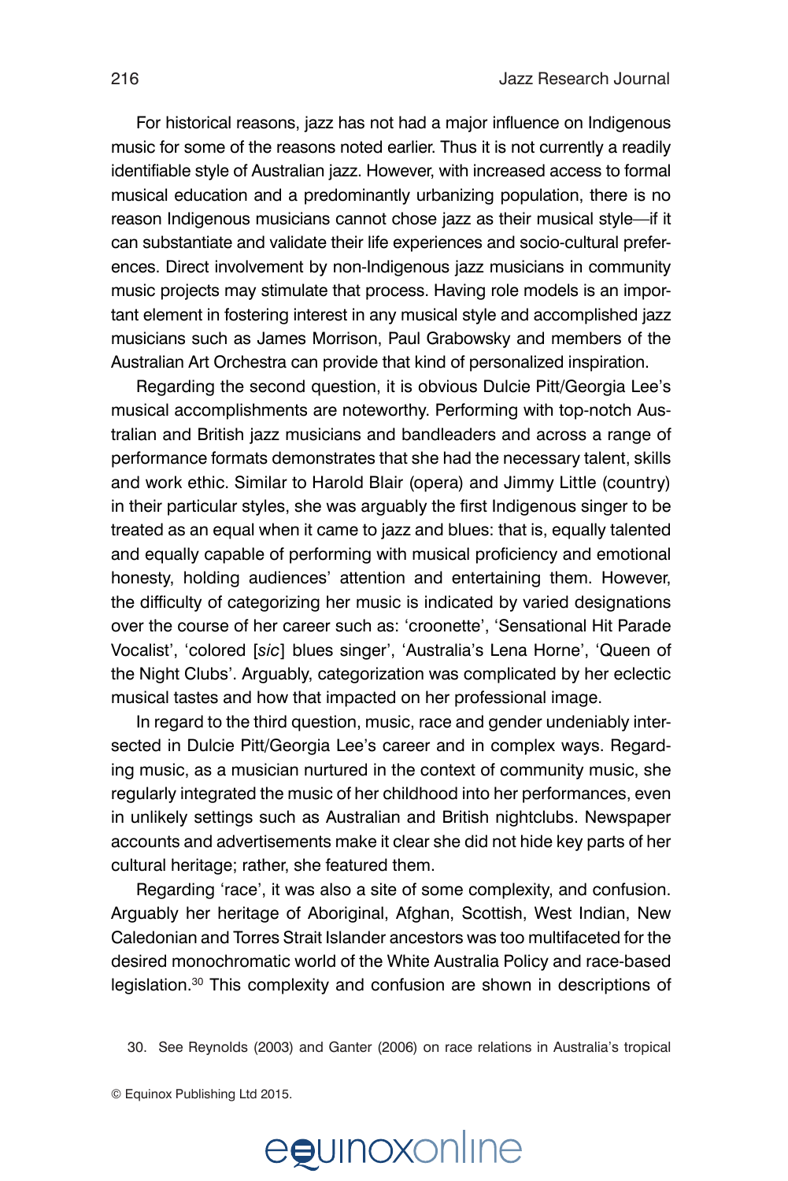For historical reasons, jazz has not had a major influence on Indigenous music for some of the reasons noted earlier. Thus it is not currently a readily identifiable style of Australian jazz. However, with increased access to formal musical education and a predominantly urbanizing population, there is no reason Indigenous musicians cannot chose jazz as their musical style—if it can substantiate and validate their life experiences and socio-cultural preferences. Direct involvement by non-Indigenous jazz musicians in community music projects may stimulate that process. Having role models is an important element in fostering interest in any musical style and accomplished jazz musicians such as James Morrison, Paul Grabowsky and members of the Australian Art Orchestra can provide that kind of personalized inspiration.

Regarding the second question, it is obvious Dulcie Pitt/Georgia Lee's musical accomplishments are noteworthy. Performing with top-notch Australian and British jazz musicians and bandleaders and across a range of performance formats demonstrates that she had the necessary talent, skills and work ethic. Similar to Harold Blair (opera) and Jimmy Little (country) in their particular styles, she was arguably the first Indigenous singer to be treated as an equal when it came to jazz and blues: that is, equally talented and equally capable of performing with musical proficiency and emotional honesty, holding audiences' attention and entertaining them. However, the difficulty of categorizing her music is indicated by varied designations over the course of her career such as: 'croonette', 'Sensational Hit Parade Vocalist', 'colored [*sic*] blues singer', 'Australia's Lena Horne', 'Queen of the Night Clubs'. Arguably, categorization was complicated by her eclectic musical tastes and how that impacted on her professional image.

In regard to the third question, music, race and gender undeniably intersected in Dulcie Pitt/Georgia Lee's career and in complex ways. Regarding music, as a musician nurtured in the context of community music, she regularly integrated the music of her childhood into her performances, even in unlikely settings such as Australian and British nightclubs. Newspaper accounts and advertisements make it clear she did not hide key parts of her cultural heritage; rather, she featured them.

Regarding 'race', it was also a site of some complexity, and confusion. Arguably her heritage of Aboriginal, Afghan, Scottish, West Indian, New Caledonian and Torres Strait Islander ancestors was too multifaceted for the desired monochromatic world of the White Australia Policy and race-based legislation.[30] This complexity and confusion are shown in descriptions of

30. See Reynolds (2003) and Ganter (2006) on race relations in Australia's tropical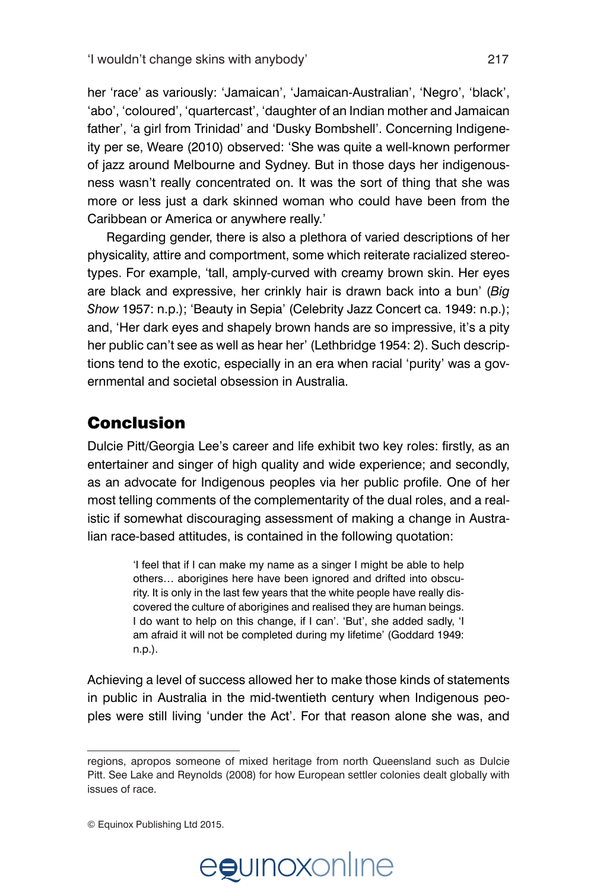her 'race' as variously: 'Jamaican', 'Jamaican-Australian', 'Negro', 'black', 'abo', 'coloured', 'quartercast', 'daughter of an Indian mother and Jamaican father', 'a girl from Trinidad' and 'Dusky Bombshell'. Concerning Indigeneity per se, Weare (2010) observed: 'She was quite a well-known performer of jazz around Melbourne and Sydney. But in those days her indigenousness wasn't really concentrated on. It was the sort of thing that she was more or less just a dark skinned woman who could have been from the Caribbean or America or anywhere really.'

Regarding gender, there is also a plethora of varied descriptions of her physicality, attire and comportment, some which reiterate racialized stereotypes. For example, 'tall, amply-curved with creamy brown skin. Her eyes are black and expressive, her crinkly hair is drawn back into a bun' (*Big Show* 1957: n.p.); 'Beauty in Sepia' (Celebrity Jazz Concert ca. 1949: n.p.); and, 'Her dark eyes and shapely brown hands are so impressive, it's a pity her public can't see as well as hear her' (Lethbridge 1954: 2). Such descriptions tend to the exotic, especially in an era when racial 'purity' was a governmental and societal obsession in Australia.

## Conclusion

Dulcie Pitt/Georgia Lee's career and life exhibit two key roles: firstly, as an entertainer and singer of high quality and wide experience; and secondly, as an advocate for Indigenous peoples via her public profile. One of her most telling comments of the complementarity of the dual roles, and a realistic if somewhat discouraging assessment of making a change in Australian race-based attitudes, is contained in the following quotation:

> 'I feel that if I can make my name as a singer I might be able to help others… aborigines here have been ignored and drifted into obscurity. It is only in the last few years that the white people have really discovered the culture of aborigines and realised they are human beings. I do want to help on this change, if I can'. 'But', she added sadly, 'I am afraid it will not be completed during my lifetime' (Goddard 1949: n.p.).

Achieving a level of success allowed her to make those kinds of statements in public in Australia in the mid-twentieth century when Indigenous peoples were still living 'under the Act'. For that reason alone she was, and

regions, apropos someone of mixed heritage from north Queensland such as Dulcie Pitt. See Lake and Reynolds (2008) for how European settler colonies dealt globally with issues of race.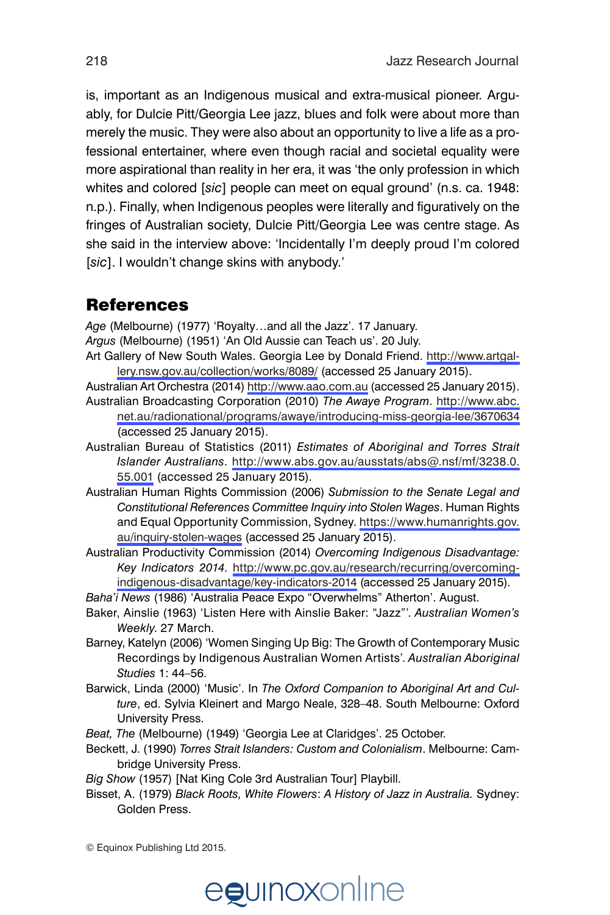is, important as an Indigenous musical and extra-musical pioneer. Arguably, for Dulcie Pitt/Georgia Lee jazz, blues and folk were about more than merely the music. They were also about an opportunity to live a life as a professional entertainer, where even though racial and societal equality were more aspirational than reality in her era, it was 'the only profession in which whites and colored [*sic*] people can meet on equal ground' (n.s. ca. 1948: n.p.). Finally, when Indigenous peoples were literally and figuratively on the fringes of Australian society, Dulcie Pitt/Georgia Lee was centre stage. As she said in the interview above: 'Incidentally I'm deeply proud I'm colored [*sic*]. I wouldn't change skins with anybody.'

## References

*Age* (Melbourne) (1977) 'Royalty…and all the Jazz'. 17 January.

*Argus* (Melbourne) (1951) 'An Old Aussie can Teach us'. 20 July.

Art Gallery of New South Wales. Georgia Lee by Donald Friend. http://www.artgallery.nsw.gov.au/collection/works/8089/ (accessed 25 January 2015).

Australian Art Orchestra (2014) http://www.aao.com.au (accessed 25 January 2015).

Australian Broadcasting Corporation (2010) *The Awaye Program*. http://www.abc.net.au/radionational/programs/awaye/introducing-miss-georgia-lee/3670634 (accessed 25 January 2015).

Australian Bureau of Statistics (2011) *Estimates of Aboriginal and Torres Strait Islander Australians*. http://www.abs.gov.au/ausstats/abs@.nsf/mf/3238.0.55.001 (accessed 25 January 2015).

Australian Human Rights Commission (2006) *Submission to the Senate Legal and Constitutional References Committee Inquiry into Stolen Wages*. Human Rights and Equal Opportunity Commission, Sydney. https://www.humanrights.gov.au/inquiry-stolen-wages (accessed 25 January 2015).

Australian Productivity Commission (2014) *Overcoming Indigenous Disadvantage: Key Indicators 2014*. http://www.pc.gov.au/research/recurring/overcoming-indigenous-disadvantage/key-indicators-2014 (accessed 25 January 2015).

*Baha'i News* (1986) 'Australia Peace Expo "Overwhelms" Atherton'. August.

Baker, Ainslie (1963) 'Listen Here with Ainslie Baker: "Jazz"'. *Australian Women's Weekly*. 27 March.

Barney, Katelyn (2006) 'Women Singing Up Big: The Growth of Contemporary Music Recordings by Indigenous Australian Women Artists'. *Australian Aboriginal Studies* 1: 44–56.

Barwick, Linda (2000) 'Music'. In *The Oxford Companion to Aboriginal Art and Culture*, ed. Sylvia Kleinert and Margo Neale, 328–48. South Melbourne: Oxford University Press.

*Beat, The* (Melbourne) (1949) 'Georgia Lee at Claridges'. 25 October.

Beckett, J. (1990) *Torres Strait Islanders: Custom and Colonialism*. Melbourne: Cambridge University Press.

*Big Show* (1957) [Nat King Cole 3rd Australian Tour] Playbill.

Bisset, A. (1979) *Black Roots, White Flowers*: *A History of Jazz in Australia.* Sydney: Golden Press.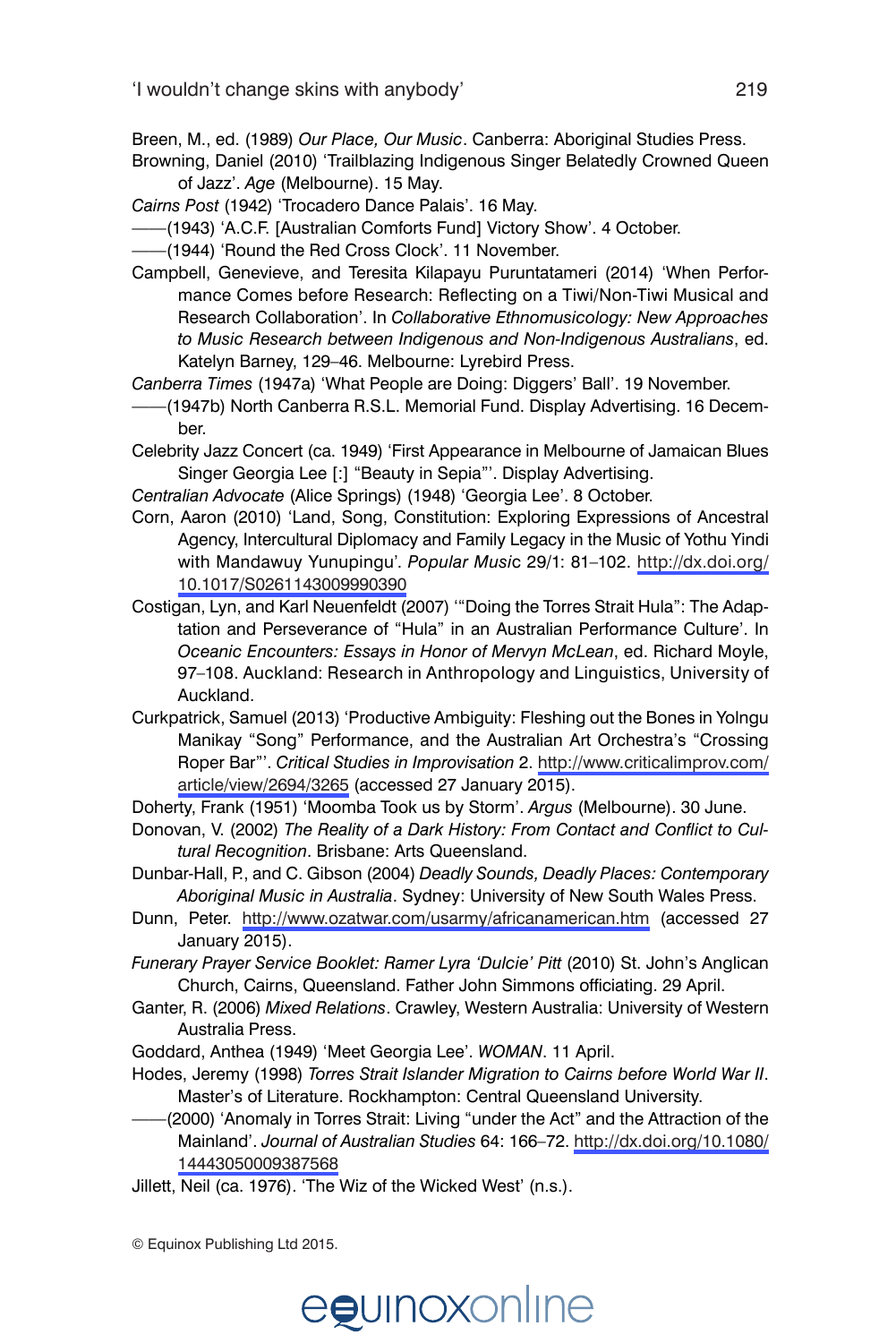Breen, M., ed. (1989) *Our Place, Our Music*. Canberra: Aboriginal Studies Press.

Browning, Daniel (2010) 'Trailblazing Indigenous Singer Belatedly Crowned Queen of Jazz'. *Age* (Melbourne). 15 May.

*Cairns Post* (1942) 'Trocadero Dance Palais'. 16 May.

——(1943) 'A.C.F. [Australian Comforts Fund] Victory Show'. 4 October.

——(1944) 'Round the Red Cross Clock'. 11 November.

Campbell, Genevieve, and Teresita Kilapayu Puruntatameri (2014) 'When Performance Comes before Research: Reflecting on a Tiwi/Non-Tiwi Musical and Research Collaboration'. In *Collaborative Ethnomusicology: New Approaches to Music Research between Indigenous and Non-Indigenous Australians*, ed. Katelyn Barney, 129–46. Melbourne: Lyrebird Press.

*Canberra Times* (1947a) 'What People are Doing: Diggers' Ball'. 19 November.

——(1947b) North Canberra R.S.L. Memorial Fund. Display Advertising. 16 December.

Celebrity Jazz Concert (ca. 1949) 'First Appearance in Melbourne of Jamaican Blues Singer Georgia Lee [:] "Beauty in Sepia"'. Display Advertising.

*Centralian Advocate* (Alice Springs) (1948) 'Georgia Lee'. 8 October.

Corn, Aaron (2010) 'Land, Song, Constitution: Exploring Expressions of Ancestral Agency, Intercultural Diplomacy and Family Legacy in the Music of Yothu Yindi with Mandawuy Yunupingu'. *Popular Music* 29/1: 81–102. http://dx.doi.org/10.1017/S0261143009990390

Costigan, Lyn, and Karl Neuenfeldt (2007) '"Doing the Torres Strait Hula": The Adaptation and Perseverance of "Hula" in an Australian Performance Culture'. In *Oceanic Encounters: Essays in Honor of Mervyn McLean*, ed. Richard Moyle, 97–108. Auckland: Research in Anthropology and Linguistics, University of Auckland.

Curkpatrick, Samuel (2013) 'Productive Ambiguity: Fleshing out the Bones in Yolngu Manikay "Song" Performance, and the Australian Art Orchestra's "Crossing Roper Bar"'. *Critical Studies in Improvisation* 2. http://www.criticalimprov.com/article/view/2694/3265 (accessed 27 January 2015).

Doherty, Frank (1951) 'Moomba Took us by Storm'. *Argus* (Melbourne). 30 June.

Donovan, V. (2002) *The Reality of a Dark History: From Contact and Conflict to Cultural Recognition*. Brisbane: Arts Queensland.

Dunbar-Hall, P., and C. Gibson (2004) *Deadly Sounds, Deadly Places: Contemporary Aboriginal Music in Australia*. Sydney: University of New South Wales Press.

Dunn, Peter. http://www.ozatwar.com/usarmy/africanamerican.htm (accessed 27 January 2015).

*Funerary Prayer Service Booklet: Ramer Lyra 'Dulcie' Pitt* (2010) St. John's Anglican Church, Cairns, Queensland. Father John Simmons officiating. 29 April.

Ganter, R. (2006) *Mixed Relations*. Crawley, Western Australia: University of Western Australia Press.

Goddard, Anthea (1949) 'Meet Georgia Lee'. *WOMAN*. 11 April.

Hodes, Jeremy (1998) *Torres Strait Islander Migration to Cairns before World War II*. Master's of Literature. Rockhampton: Central Queensland University.

——(2000) 'Anomaly in Torres Strait: Living "under the Act" and the Attraction of the Mainland'. *Journal of Australian Studies* 64: 166–72. http://dx.doi.org/10.1080/14443050009387568

Jillett, Neil (ca. 1976). 'The Wiz of the Wicked West' (n.s.).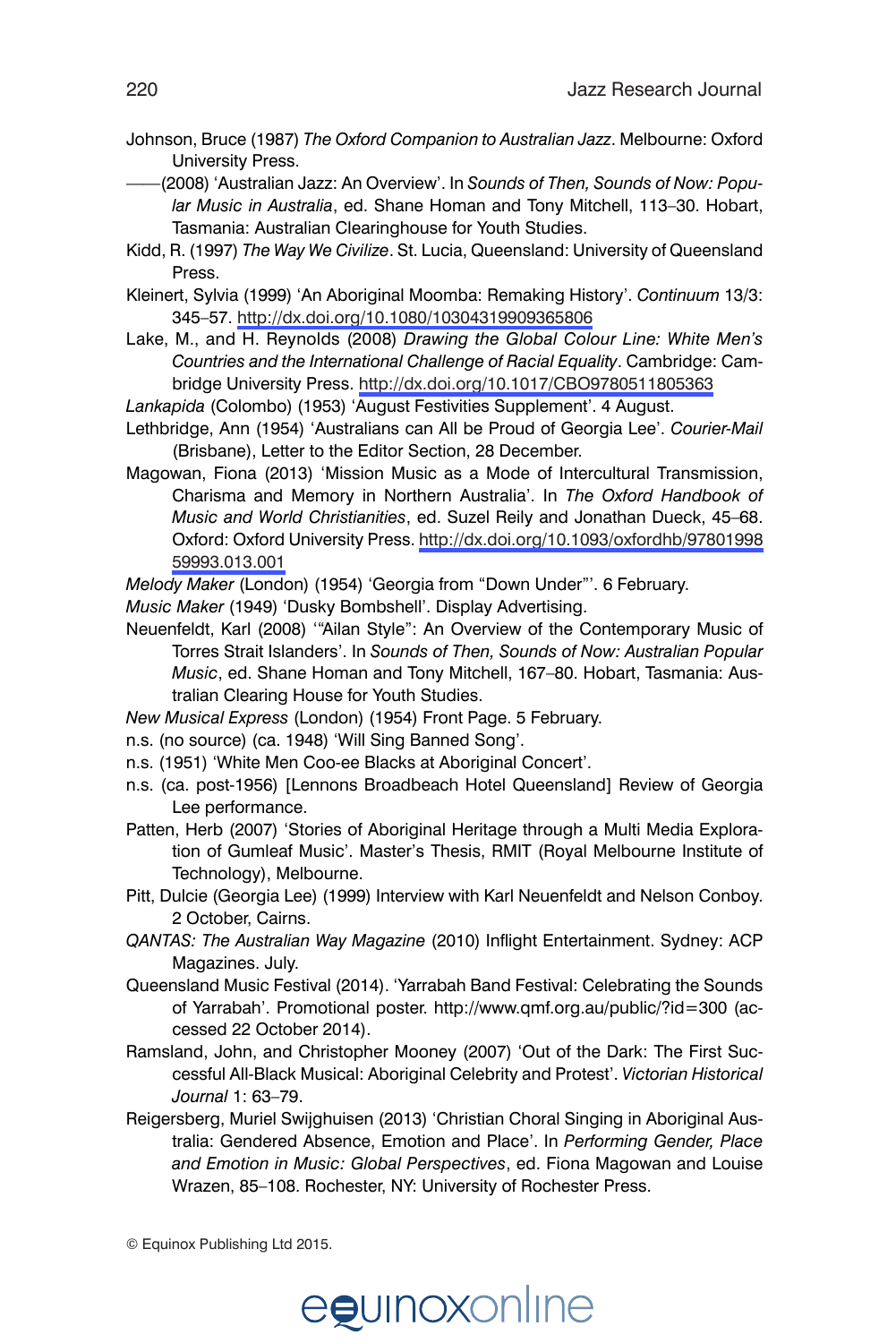Johnson, Bruce (1987) *The Oxford Companion to Australian Jazz*. Melbourne: Oxford University Press.

——(2008) 'Australian Jazz: An Overview'. In *Sounds of Then, Sounds of Now: Popular Music in Australia*, ed. Shane Homan and Tony Mitchell, 113–30. Hobart, Tasmania: Australian Clearinghouse for Youth Studies.

Kidd, R. (1997) *The Way We Civilize*. St. Lucia, Queensland: University of Queensland Press.

Kleinert, Sylvia (1999) 'An Aboriginal Moomba: Remaking History'. *Continuum* 13/3: 345–57. http://dx.doi.org/10.1080/10304319909365806

Lake, M., and H. Reynolds (2008) *Drawing the Global Colour Line: White Men's Countries and the International Challenge of Racial Equality*. Cambridge: Cambridge University Press. http://dx.doi.org/10.1017/CBO9780511805363

*Lankapida* (Colombo) (1953) 'August Festivities Supplement'. 4 August.

Lethbridge, Ann (1954) 'Australians can All be Proud of Georgia Lee'. *Courier-Mail* (Brisbane), Letter to the Editor Section, 28 December.

Magowan, Fiona (2013) 'Mission Music as a Mode of Intercultural Transmission, Charisma and Memory in Northern Australia'. In *The Oxford Handbook of Music and World Christianities*, ed. Suzel Reily and Jonathan Dueck, 45–68. Oxford: Oxford University Press. http://dx.doi.org/10.1093/oxfordhb/9780199859993.013.001

*Melody Maker* (London) (1954) 'Georgia from "Down Under"'. 6 February.

*Music Maker* (1949) 'Dusky Bombshell'. Display Advertising.

Neuenfeldt, Karl (2008) '"Ailan Style": An Overview of the Contemporary Music of Torres Strait Islanders'. In *Sounds of Then, Sounds of Now: Australian Popular Music*, ed. Shane Homan and Tony Mitchell, 167–80. Hobart, Tasmania: Australian Clearing House for Youth Studies.

*New Musical Express* (London) (1954) Front Page. 5 February.

n.s. (no source) (ca. 1948) 'Will Sing Banned Song'.

n.s. (1951) 'White Men Coo-ee Blacks at Aboriginal Concert'.

n.s. (ca. post-1956) [Lennons Broadbeach Hotel Queensland] Review of Georgia Lee performance.

Patten, Herb (2007) 'Stories of Aboriginal Heritage through a Multi Media Exploration of Gumleaf Music'. Master's Thesis, RMIT (Royal Melbourne Institute of Technology), Melbourne.

Pitt, Dulcie (Georgia Lee) (1999) Interview with Karl Neuenfeldt and Nelson Conboy. 2 October, Cairns.

*QANTAS: The Australian Way Magazine* (2010) Inflight Entertainment. Sydney: ACP Magazines. July.

Queensland Music Festival (2014). 'Yarrabah Band Festival: Celebrating the Sounds of Yarrabah'. Promotional poster. http://www.qmf.org.au/public/?id=300 (accessed 22 October 2014).

Ramsland, John, and Christopher Mooney (2007) 'Out of the Dark: The First Successful All-Black Musical: Aboriginal Celebrity and Protest'. *Victorian Historical Journal* 1: 63–79.

Reigersberg, Muriel Swijghuisen (2013) 'Christian Choral Singing in Aboriginal Australia: Gendered Absence, Emotion and Place'. In *Performing Gender, Place and Emotion in Music: Global Perspectives*, ed. Fiona Magowan and Louise Wrazen, 85–108. Rochester, NY: University of Rochester Press.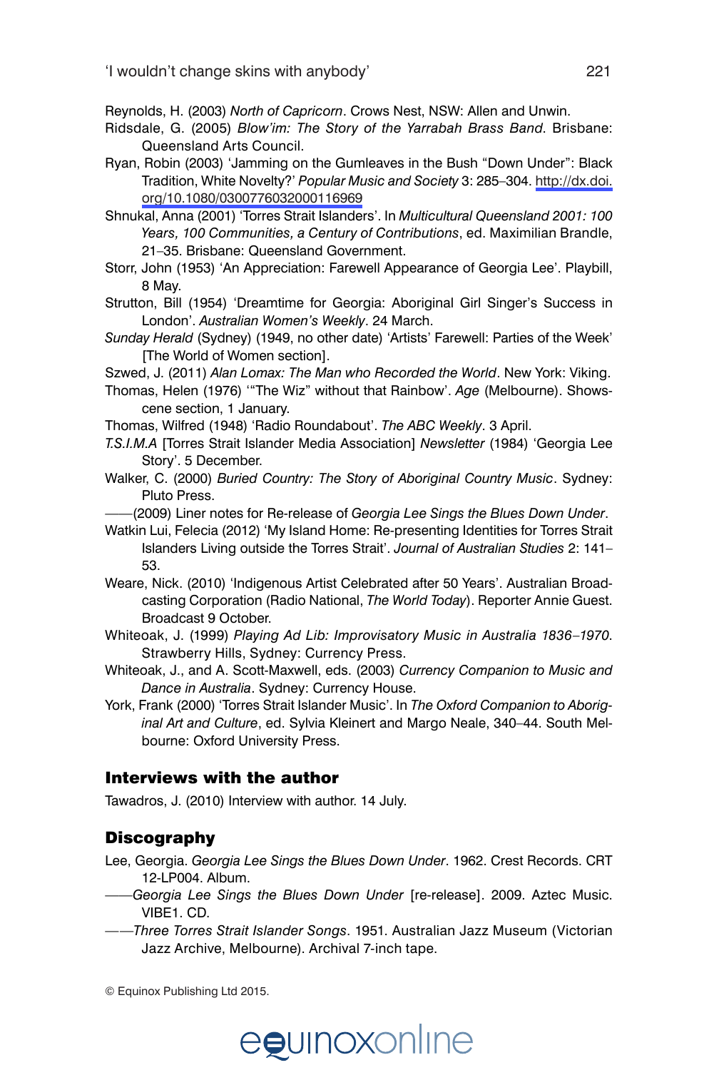Reynolds, H. (2003) *North of Capricorn*. Crows Nest, NSW: Allen and Unwin.

Ridsdale, G. (2005) *Blow'im: The Story of the Yarrabah Brass Band*. Brisbane: Queensland Arts Council.

Ryan, Robin (2003) 'Jamming on the Gumleaves in the Bush "Down Under": Black Tradition, White Novelty?' *Popular Music and Society* 3: 285–304. http://dx.doi.org/10.1080/0300776032000116969

Shnukal, Anna (2001) 'Torres Strait Islanders'. In *Multicultural Queensland 2001: 100 Years, 100 Communities, a Century of Contributions*, ed. Maximilian Brandle, 21–35. Brisbane: Queensland Government.

Storr, John (1953) 'An Appreciation: Farewell Appearance of Georgia Lee'. Playbill, 8 May.

Strutton, Bill (1954) 'Dreamtime for Georgia: Aboriginal Girl Singer's Success in London'. *Australian Women's Weekly*. 24 March.

*Sunday Herald* (Sydney) (1949, no other date) 'Artists' Farewell: Parties of the Week' [The World of Women section].

Szwed, J. (2011) *Alan Lomax: The Man who Recorded the World*. New York: Viking.

Thomas, Helen (1976) '"The Wiz" without that Rainbow'. *Age* (Melbourne). Showscene section, 1 January.

Thomas, Wilfred (1948) 'Radio Roundabout'. *The ABC Weekly*. 3 April.

*T.S.I.M.A* [Torres Strait Islander Media Association] *Newsletter* (1984) 'Georgia Lee Story'. 5 December.

Walker, C. (2000) *Buried Country: The Story of Aboriginal Country Music*. Sydney: Pluto Press.

——(2009) Liner notes for Re-release of *Georgia Lee Sings the Blues Down Under*.

Watkin Lui, Felecia (2012) 'My Island Home: Re-presenting Identities for Torres Strait Islanders Living outside the Torres Strait'. *Journal of Australian Studies* 2: 141–53.

Weare, Nick. (2010) 'Indigenous Artist Celebrated after 50 Years'. Australian Broadcasting Corporation (Radio National, *The World Today*). Reporter Annie Guest. Broadcast 9 October.

Whiteoak, J. (1999) *Playing Ad Lib: Improvisatory Music in Australia 1836–1970*. Strawberry Hills, Sydney: Currency Press.

Whiteoak, J., and A. Scott-Maxwell, eds. (2003) *Currency Companion to Music and Dance in Australia*. Sydney: Currency House.

York, Frank (2000) 'Torres Strait Islander Music'. In *The Oxford Companion to Aboriginal Art and Culture*, ed. Sylvia Kleinert and Margo Neale, 340–44. South Melbourne: Oxford University Press.

## Interviews with the author

Tawadros, J. (2010) Interview with author. 14 July.

## Discography

Lee, Georgia. *Georgia Lee Sings the Blues Down Under*. 1962. Crest Records. CRT 12-LP004. Album.

——*Georgia Lee Sings the Blues Down Under* [re-release]. 2009. Aztec Music. VIBE1. CD.

——*Three Torres Strait Islander Songs*. 1951. Australian Jazz Museum (Victorian Jazz Archive, Melbourne). Archival 7-inch tape.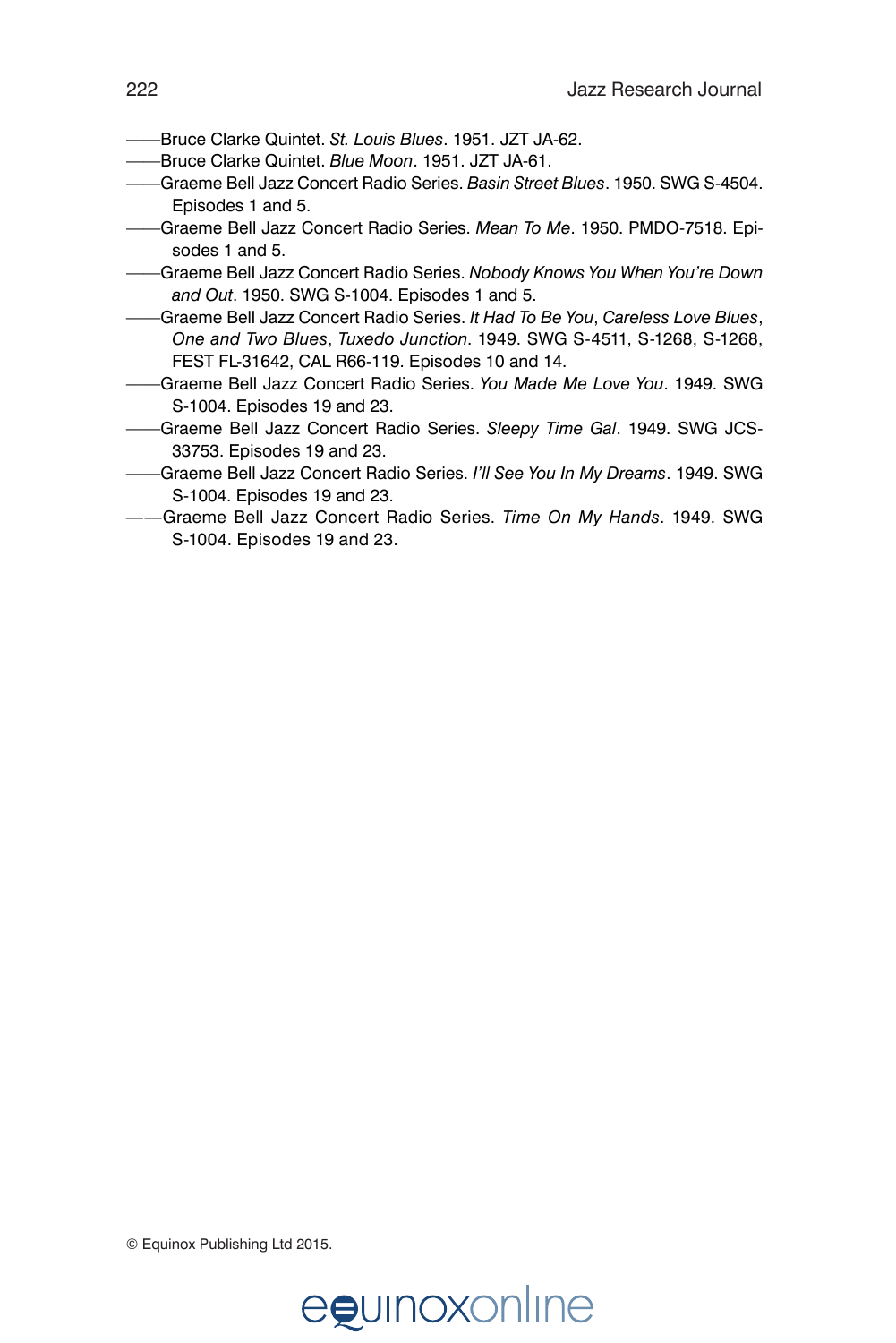——Bruce Clarke Quintet. *St. Louis Blues*. 1951. JZT JA-62.

——Bruce Clarke Quintet. *Blue Moon*. 1951. JZT JA-61.

——Graeme Bell Jazz Concert Radio Series. *Basin Street Blues*. 1950. SWG S-4504. Episodes 1 and 5.

——Graeme Bell Jazz Concert Radio Series. *Mean To Me*. 1950. PMDO-7518. Episodes 1 and 5.

——Graeme Bell Jazz Concert Radio Series. *Nobody Knows You When You're Down and Out*. 1950. SWG S-1004. Episodes 1 and 5.

——Graeme Bell Jazz Concert Radio Series. *It Had To Be You*, *Careless Love Blues*, *One and Two Blues*, *Tuxedo Junction*. 1949. SWG S-4511, S-1268, S-1268, FEST FL-31642, CAL R66-119. Episodes 10 and 14.

——Graeme Bell Jazz Concert Radio Series. *You Made Me Love You*. 1949. SWG S-1004. Episodes 19 and 23.

——Graeme Bell Jazz Concert Radio Series. *Sleepy Time Gal*. 1949. SWG JCS-33753. Episodes 19 and 23.

——Graeme Bell Jazz Concert Radio Series. *I'll See You In My Dreams*. 1949. SWG S-1004. Episodes 19 and 23.

——Graeme Bell Jazz Concert Radio Series. *Time On My Hands*. 1949. SWG S-1004. Episodes 19 and 23.